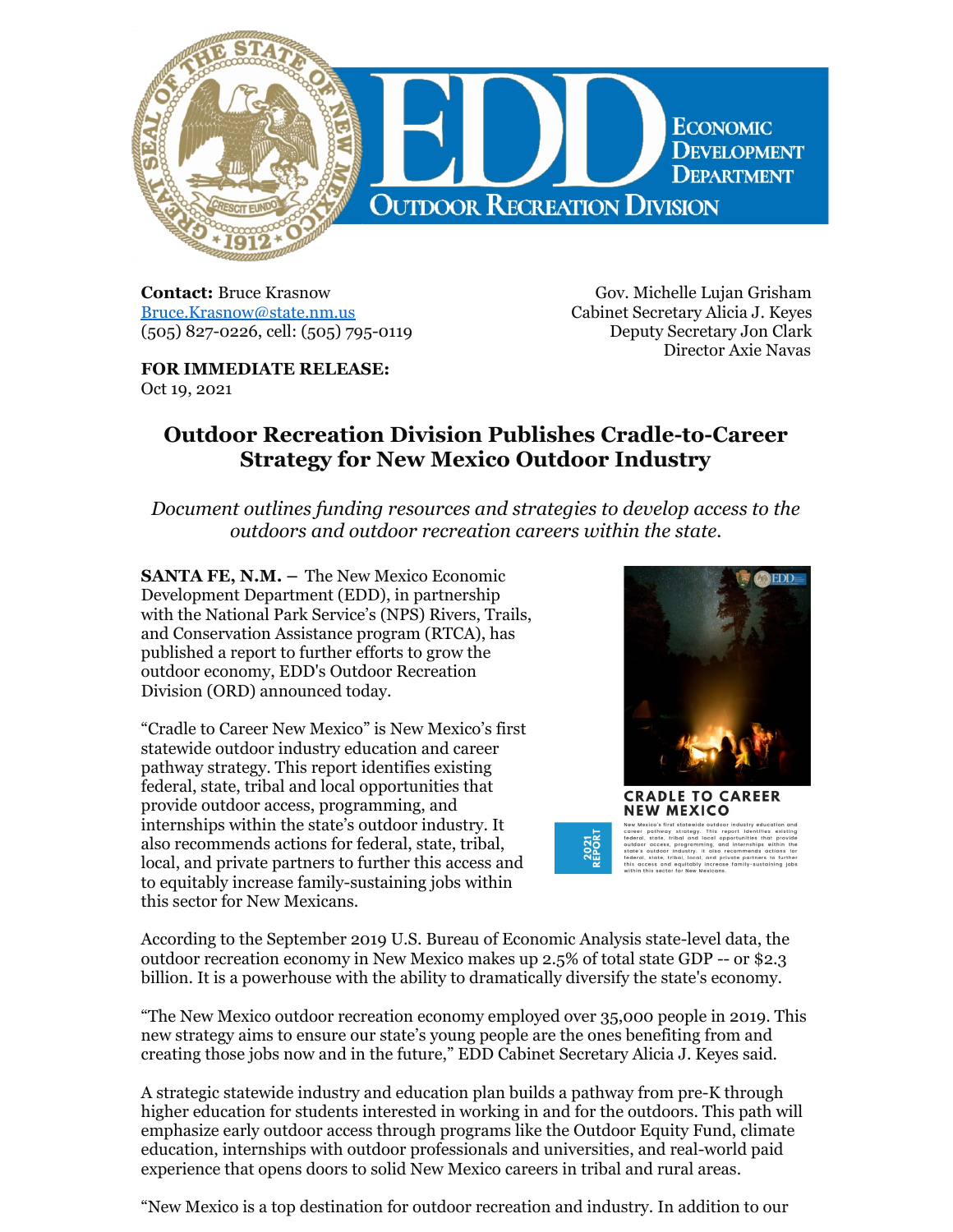ECONOMIC DEVELOPMENT DEPARTMENT
OUTDOOR RECREATION DIVISION

**Contact:** Bruce Krasnow
Bruce.Krasnow@state.nm.us
(505) 827-0226, cell: (505) 795-0119

Gov. Michelle Lujan Grisham
Cabinet Secretary Alicia J. Keyes
Deputy Secretary Jon Clark
Director Axie Navas

**FOR IMMEDIATE RELEASE:**
Oct 19, 2021

# Outdoor Recreation Division Publishes Cradle-to-Career Strategy for New Mexico Outdoor Industry

*Document outlines funding resources and strategies to develop access to the outdoors and outdoor recreation careers within the state.*

**SANTA FE, N.M. –** The New Mexico Economic Development Department (EDD), in partnership with the National Park Service's (NPS) Rivers, Trails, and Conservation Assistance program (RTCA), has published a report to further efforts to grow the outdoor economy, EDD's Outdoor Recreation Division (ORD) announced today.

"Cradle to Career New Mexico" is New Mexico's first statewide outdoor industry education and career pathway strategy. This report identifies existing federal, state, tribal and local opportunities that provide outdoor access, programming, and internships within the state's outdoor industry. It also recommends actions for federal, state, tribal, local, and private partners to further this access and to equitably increase family-sustaining jobs within this sector for New Mexicans.

CRADLE TO CAREER NEW MEXICO

2021 REPORT

New Mexico's first statewide outdoor industry education and career pathway strategy. This report identifies existing federal, state, tribal and local opportunities that provide outdoor access, programming, and internships within the state's outdoor industry. It also recommends actions for federal, state, tribal, local, and private partners to further this access and equitably increase family-sustaining jobs within this sector for New Mexicans.

According to the September 2019 U.S. Bureau of Economic Analysis state-level data, the outdoor recreation economy in New Mexico makes up 2.5% of total state GDP -- or $2.3 billion. It is a powerhouse with the ability to dramatically diversify the state's economy.

"The New Mexico outdoor recreation economy employed over 35,000 people in 2019. This new strategy aims to ensure our state's young people are the ones benefiting from and creating those jobs now and in the future," EDD Cabinet Secretary Alicia J. Keyes said.

A strategic statewide industry and education plan builds a pathway from pre-K through higher education for students interested in working in and for the outdoors. This path will emphasize early outdoor access through programs like the Outdoor Equity Fund, climate education, internships with outdoor professionals and universities, and real-world paid experience that opens doors to solid New Mexico careers in tribal and rural areas.

"New Mexico is a top destination for outdoor recreation and industry. In addition to our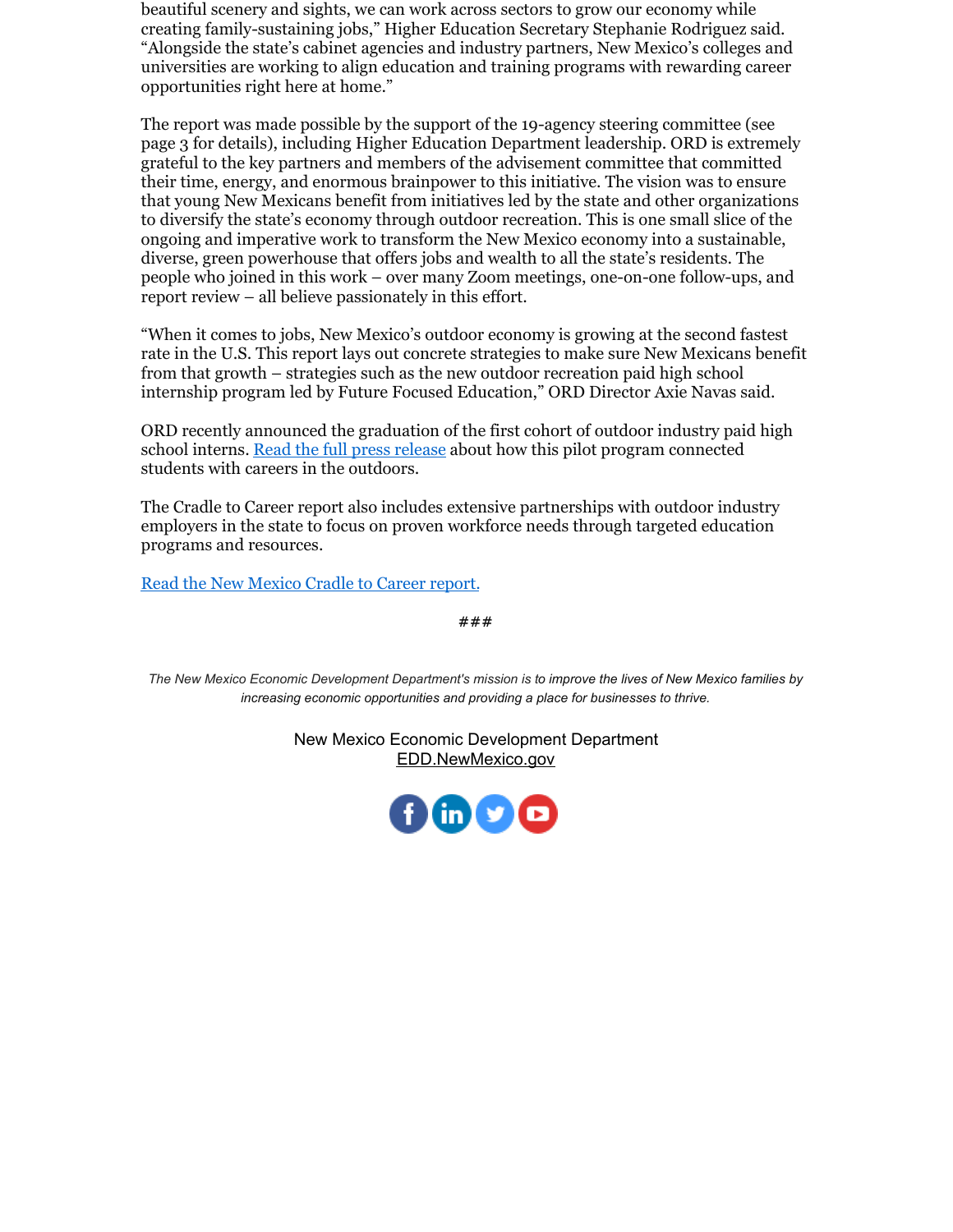beautiful scenery and sights, we can work across sectors to grow our economy while creating family-sustaining jobs," Higher Education Secretary Stephanie Rodriguez said. "Alongside the state's cabinet agencies and industry partners, New Mexico's colleges and universities are working to align education and training programs with rewarding career opportunities right here at home."

The report was made possible by the support of the 19-agency steering committee (see page 3 for details), including Higher Education Department leadership. ORD is extremely grateful to the key partners and members of the advisement committee that committed their time, energy, and enormous brainpower to this initiative. The vision was to ensure that young New Mexicans benefit from initiatives led by the state and other organizations to diversify the state's economy through outdoor recreation. This is one small slice of the ongoing and imperative work to transform the New Mexico economy into a sustainable, diverse, green powerhouse that offers jobs and wealth to all the state's residents. The people who joined in this work – over many Zoom meetings, one-on-one follow-ups, and report review – all believe passionately in this effort.

"When it comes to jobs, New Mexico's outdoor economy is growing at the second fastest rate in the U.S. This report lays out concrete strategies to make sure New Mexicans benefit from that growth – strategies such as the new outdoor recreation paid high school internship program led by Future Focused Education," ORD Director Axie Navas said.

ORD recently announced the graduation of the first cohort of outdoor industry paid high school interns. Read the full press release about how this pilot program connected students with careers in the outdoors.

The Cradle to Career report also includes extensive partnerships with outdoor industry employers in the state to focus on proven workforce needs through targeted education programs and resources.

Read the New Mexico Cradle to Career report.

###

*The New Mexico Economic Development Department's mission is to improve the lives of New Mexico families by increasing economic opportunities and providing a place for businesses to thrive.*

New Mexico Economic Development Department
EDD.NewMexico.gov